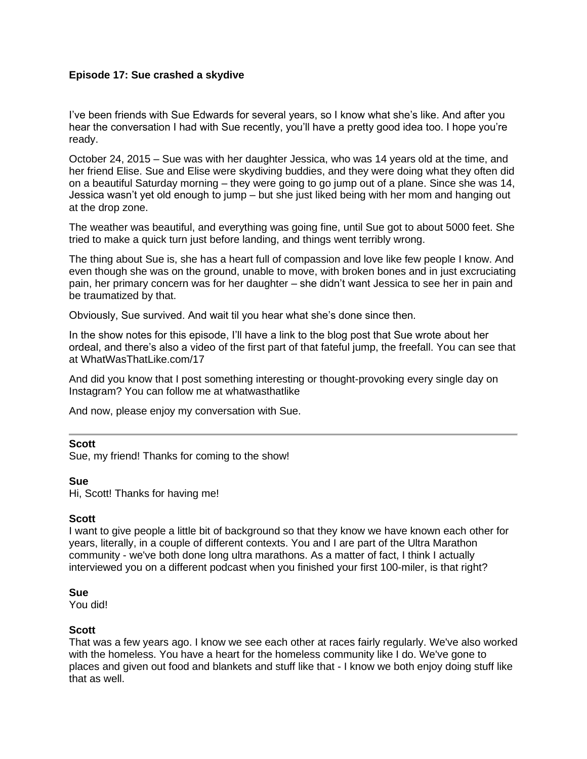**Episode 17: Sue crashed a skydive**

I've been friends with Sue Edwards for several years, so I know what she's like. And after you hear the conversation I had with Sue recently, you'll have a pretty good idea too. I hope you're ready.

October 24, 2015 – Sue was with her daughter Jessica, who was 14 years old at the time, and her friend Elise. Sue and Elise were skydiving buddies, and they were doing what they often did on a beautiful Saturday morning – they were going to go jump out of a plane. Since she was 14, Jessica wasn't yet old enough to jump – but she just liked being with her mom and hanging out at the drop zone.

The weather was beautiful, and everything was going fine, until Sue got to about 5000 feet. She tried to make a quick turn just before landing, and things went terribly wrong.

The thing about Sue is, she has a heart full of compassion and love like few people I know. And even though she was on the ground, unable to move, with broken bones and in just excruciating pain, her primary concern was for her daughter – she didn't want Jessica to see her in pain and be traumatized by that.

Obviously, Sue survived. And wait til you hear what she's done since then.

In the show notes for this episode, I'll have a link to the blog post that Sue wrote about her ordeal, and there's also a video of the first part of that fateful jump, the freefall. You can see that at WhatWasThatLike.com/17

And did you know that I post something interesting or thought-provoking every single day on Instagram? You can follow me at whatwasthatlike

And now, please enjoy my conversation with Sue.

---

**Scott**
Sue, my friend! Thanks for coming to the show!

**Sue**
Hi, Scott! Thanks for having me!

**Scott**
I want to give people a little bit of background so that they know we have known each other for years, literally, in a couple of different contexts. You and I are part of the Ultra Marathon community - we've both done long ultra marathons. As a matter of fact, I think I actually interviewed you on a different podcast when you finished your first 100-miler, is that right?

**Sue**
You did!

**Scott**
That was a few years ago. I know we see each other at races fairly regularly. We've also worked with the homeless. You have a heart for the homeless community like I do. We've gone to places and given out food and blankets and stuff like that - I know we both enjoy doing stuff like that as well.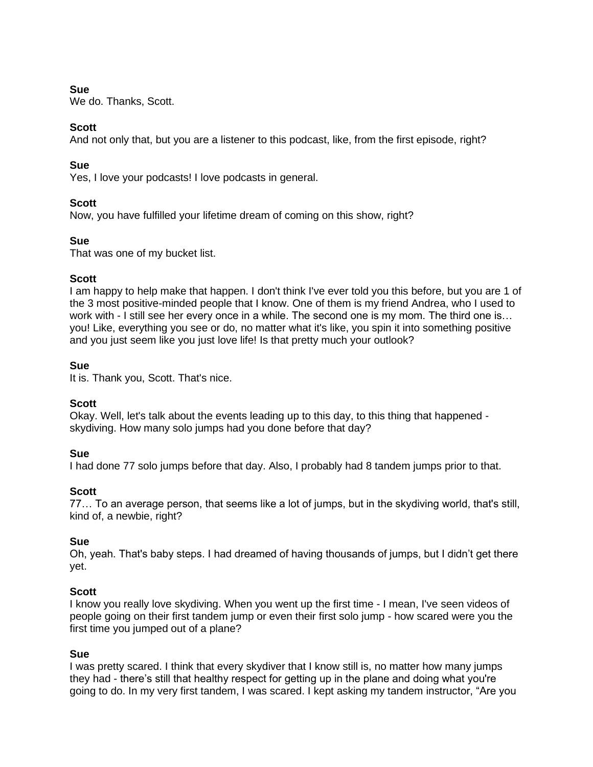**Sue**
We do. Thanks, Scott.

**Scott**
And not only that, but you are a listener to this podcast, like, from the first episode, right?

**Sue**
Yes, I love your podcasts! I love podcasts in general.

**Scott**
Now, you have fulfilled your lifetime dream of coming on this show, right?

**Sue**
That was one of my bucket list.

**Scott**
I am happy to help make that happen. I don't think I've ever told you this before, but you are 1 of the 3 most positive-minded people that I know. One of them is my friend Andrea, who I used to work with - I still see her every once in a while. The second one is my mom. The third one is… you! Like, everything you see or do, no matter what it's like, you spin it into something positive and you just seem like you just love life! Is that pretty much your outlook?

**Sue**
It is. Thank you, Scott. That's nice.

**Scott**
Okay. Well, let's talk about the events leading up to this day, to this thing that happened - skydiving. How many solo jumps had you done before that day?

**Sue**
I had done 77 solo jumps before that day. Also, I probably had 8 tandem jumps prior to that.

**Scott**
77… To an average person, that seems like a lot of jumps, but in the skydiving world, that's still, kind of, a newbie, right?

**Sue**
Oh, yeah. That's baby steps. I had dreamed of having thousands of jumps, but I didn't get there yet.

**Scott**
I know you really love skydiving. When you went up the first time - I mean, I've seen videos of people going on their first tandem jump or even their first solo jump - how scared were you the first time you jumped out of a plane?

**Sue**
I was pretty scared. I think that every skydiver that I know still is, no matter how many jumps they had - there's still that healthy respect for getting up in the plane and doing what you're going to do. In my very first tandem, I was scared. I kept asking my tandem instructor, "Are you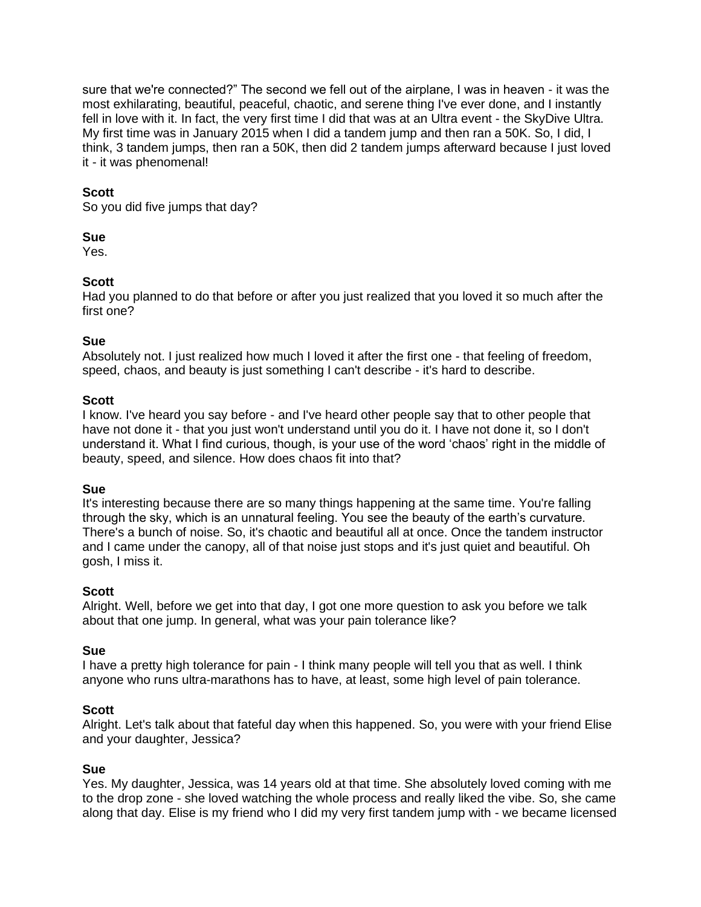sure that we're connected?" The second we fell out of the airplane, I was in heaven - it was the most exhilarating, beautiful, peaceful, chaotic, and serene thing I've ever done, and I instantly fell in love with it. In fact, the very first time I did that was at an Ultra event - the SkyDive Ultra. My first time was in January 2015 when I did a tandem jump and then ran a 50K. So, I did, I think, 3 tandem jumps, then ran a 50K, then did 2 tandem jumps afterward because I just loved it - it was phenomenal!

**Scott**
So you did five jumps that day?

**Sue**
Yes.

**Scott**
Had you planned to do that before or after you just realized that you loved it so much after the first one?

**Sue**
Absolutely not. I just realized how much I loved it after the first one - that feeling of freedom, speed, chaos, and beauty is just something I can't describe - it's hard to describe.

**Scott**
I know. I've heard you say before - and I've heard other people say that to other people that have not done it - that you just won't understand until you do it. I have not done it, so I don't understand it. What I find curious, though, is your use of the word 'chaos' right in the middle of beauty, speed, and silence. How does chaos fit into that?

**Sue**
It's interesting because there are so many things happening at the same time. You're falling through the sky, which is an unnatural feeling. You see the beauty of the earth's curvature. There's a bunch of noise. So, it's chaotic and beautiful all at once. Once the tandem instructor and I came under the canopy, all of that noise just stops and it's just quiet and beautiful. Oh gosh, I miss it.

**Scott**
Alright. Well, before we get into that day, I got one more question to ask you before we talk about that one jump. In general, what was your pain tolerance like?

**Sue**
I have a pretty high tolerance for pain - I think many people will tell you that as well. I think anyone who runs ultra-marathons has to have, at least, some high level of pain tolerance.

**Scott**
Alright. Let's talk about that fateful day when this happened. So, you were with your friend Elise and your daughter, Jessica?

**Sue**
Yes. My daughter, Jessica, was 14 years old at that time. She absolutely loved coming with me to the drop zone - she loved watching the whole process and really liked the vibe. So, she came along that day. Elise is my friend who I did my very first tandem jump with - we became licensed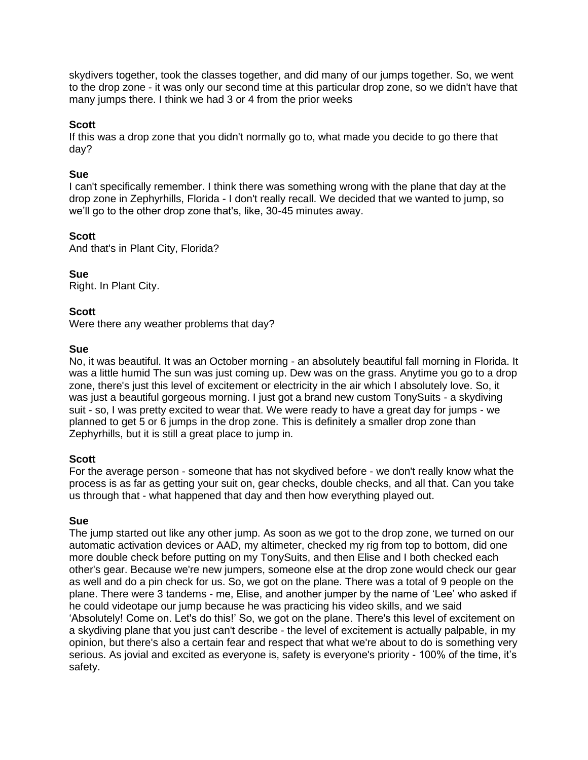skydivers together, took the classes together, and did many of our jumps together. So, we went to the drop zone - it was only our second time at this particular drop zone, so we didn't have that many jumps there. I think we had 3 or 4 from the prior weeks

**Scott**
If this was a drop zone that you didn't normally go to, what made you decide to go there that day?

**Sue**
I can't specifically remember. I think there was something wrong with the plane that day at the drop zone in Zephyrhills, Florida - I don't really recall. We decided that we wanted to jump, so we'll go to the other drop zone that's, like, 30-45 minutes away.

**Scott**
And that's in Plant City, Florida?

**Sue**
Right. In Plant City.

**Scott**
Were there any weather problems that day?

**Sue**
No, it was beautiful. It was an October morning - an absolutely beautiful fall morning in Florida. It was a little humid The sun was just coming up. Dew was on the grass. Anytime you go to a drop zone, there's just this level of excitement or electricity in the air which I absolutely love. So, it was just a beautiful gorgeous morning. I just got a brand new custom TonySuits - a skydiving suit - so, I was pretty excited to wear that. We were ready to have a great day for jumps - we planned to get 5 or 6 jumps in the drop zone. This is definitely a smaller drop zone than Zephyrhills, but it is still a great place to jump in.

**Scott**
For the average person - someone that has not skydived before - we don't really know what the process is as far as getting your suit on, gear checks, double checks, and all that. Can you take us through that - what happened that day and then how everything played out.

**Sue**
The jump started out like any other jump. As soon as we got to the drop zone, we turned on our automatic activation devices or AAD, my altimeter, checked my rig from top to bottom, did one more double check before putting on my TonySuits, and then Elise and I both checked each other's gear. Because we're new jumpers, someone else at the drop zone would check our gear as well and do a pin check for us. So, we got on the plane. There was a total of 9 people on the plane. There were 3 tandems - me, Elise, and another jumper by the name of 'Lee' who asked if he could videotape our jump because he was practicing his video skills, and we said 'Absolutely! Come on. Let's do this!' So, we got on the plane. There's this level of excitement on a skydiving plane that you just can't describe - the level of excitement is actually palpable, in my opinion, but there's also a certain fear and respect that what we're about to do is something very serious. As jovial and excited as everyone is, safety is everyone's priority - 100% of the time, it's safety.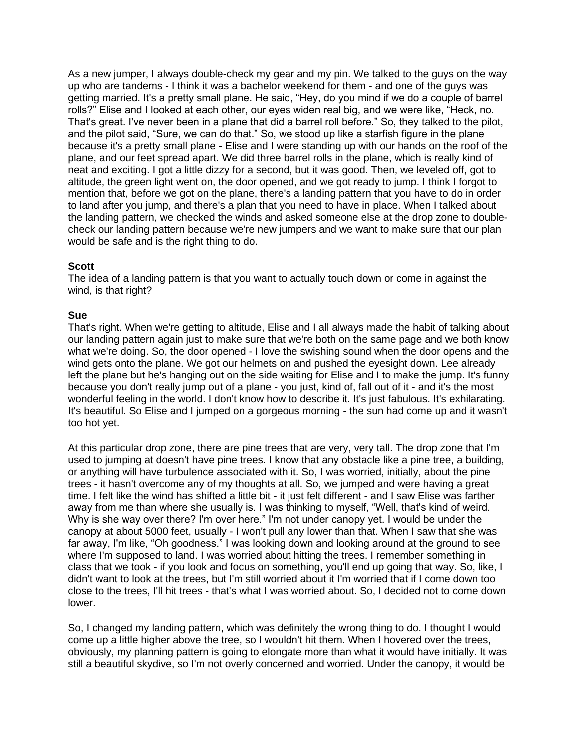As a new jumper, I always double-check my gear and my pin. We talked to the guys on the way up who are tandems - I think it was a bachelor weekend for them - and one of the guys was getting married. It's a pretty small plane. He said, "Hey, do you mind if we do a couple of barrel rolls?" Elise and I looked at each other, our eyes widen real big, and we were like, "Heck, no. That's great. I've never been in a plane that did a barrel roll before." So, they talked to the pilot, and the pilot said, "Sure, we can do that." So, we stood up like a starfish figure in the plane because it's a pretty small plane - Elise and I were standing up with our hands on the roof of the plane, and our feet spread apart. We did three barrel rolls in the plane, which is really kind of neat and exciting. I got a little dizzy for a second, but it was good. Then, we leveled off, got to altitude, the green light went on, the door opened, and we got ready to jump. I think I forgot to mention that, before we got on the plane, there's a landing pattern that you have to do in order to land after you jump, and there's a plan that you need to have in place. When I talked about the landing pattern, we checked the winds and asked someone else at the drop zone to double-check our landing pattern because we're new jumpers and we want to make sure that our plan would be safe and is the right thing to do.

**Scott**
The idea of a landing pattern is that you want to actually touch down or come in against the wind, is that right?

**Sue**
That's right. When we're getting to altitude, Elise and I all always made the habit of talking about our landing pattern again just to make sure that we're both on the same page and we both know what we're doing. So, the door opened - I love the swishing sound when the door opens and the wind gets onto the plane. We got our helmets on and pushed the eyesight down. Lee already left the plane but he's hanging out on the side waiting for Elise and I to make the jump. It's funny because you don't really jump out of a plane - you just, kind of, fall out of it - and it's the most wonderful feeling in the world. I don't know how to describe it. It's just fabulous. It's exhilarating. It's beautiful. So Elise and I jumped on a gorgeous morning - the sun had come up and it wasn't too hot yet.

At this particular drop zone, there are pine trees that are very, very tall. The drop zone that I'm used to jumping at doesn't have pine trees. I know that any obstacle like a pine tree, a building, or anything will have turbulence associated with it. So, I was worried, initially, about the pine trees - it hasn't overcome any of my thoughts at all. So, we jumped and were having a great time. I felt like the wind has shifted a little bit - it just felt different - and I saw Elise was farther away from me than where she usually is. I was thinking to myself, "Well, that's kind of weird. Why is she way over there? I'm over here." I'm not under canopy yet. I would be under the canopy at about 5000 feet, usually - I won't pull any lower than that. When I saw that she was far away, I'm like, "Oh goodness." I was looking down and looking around at the ground to see where I'm supposed to land. I was worried about hitting the trees. I remember something in class that we took - if you look and focus on something, you'll end up going that way. So, like, I didn't want to look at the trees, but I'm still worried about it I'm worried that if I come down too close to the trees, I'll hit trees - that's what I was worried about. So, I decided not to come down lower.

So, I changed my landing pattern, which was definitely the wrong thing to do. I thought I would come up a little higher above the tree, so I wouldn't hit them. When I hovered over the trees, obviously, my planning pattern is going to elongate more than what it would have initially. It was still a beautiful skydive, so I'm not overly concerned and worried. Under the canopy, it would be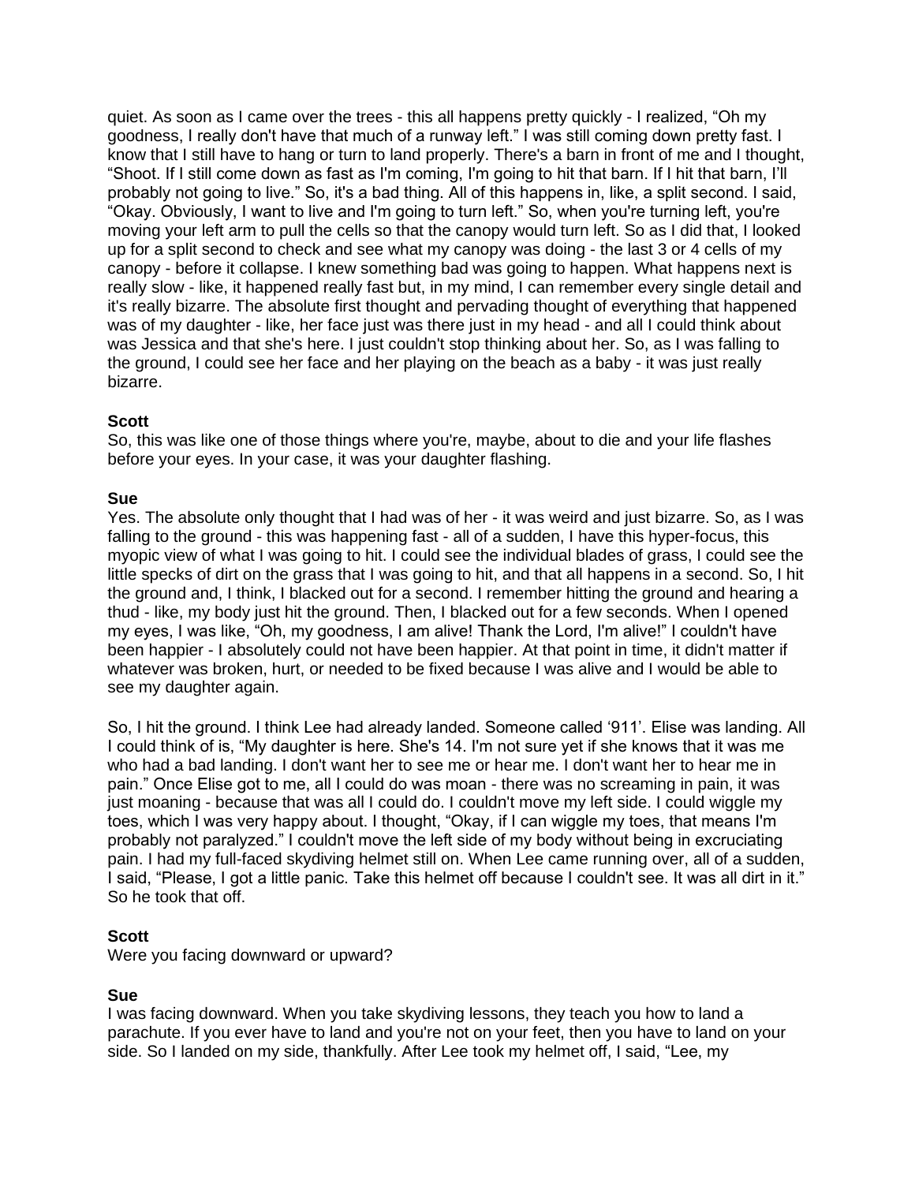quiet. As soon as I came over the trees - this all happens pretty quickly - I realized, “Oh my goodness, I really don't have that much of a runway left.” I was still coming down pretty fast. I know that I still have to hang or turn to land properly. There's a barn in front of me and I thought, “Shoot. If I still come down as fast as I'm coming, I'm going to hit that barn. If I hit that barn, I’ll probably not going to live.” So, it's a bad thing. All of this happens in, like, a split second. I said, “Okay. Obviously, I want to live and I'm going to turn left.” So, when you're turning left, you're moving your left arm to pull the cells so that the canopy would turn left. So as I did that, I looked up for a split second to check and see what my canopy was doing - the last 3 or 4 cells of my canopy - before it collapse. I knew something bad was going to happen. What happens next is really slow - like, it happened really fast but, in my mind, I can remember every single detail and it's really bizarre. The absolute first thought and pervading thought of everything that happened was of my daughter - like, her face just was there just in my head - and all I could think about was Jessica and that she's here. I just couldn't stop thinking about her. So, as I was falling to the ground, I could see her face and her playing on the beach as a baby - it was just really bizarre.

**Scott**
So, this was like one of those things where you're, maybe, about to die and your life flashes before your eyes. In your case, it was your daughter flashing.

**Sue**
Yes. The absolute only thought that I had was of her - it was weird and just bizarre. So, as I was falling to the ground - this was happening fast - all of a sudden, I have this hyper-focus, this myopic view of what I was going to hit. I could see the individual blades of grass, I could see the little specks of dirt on the grass that I was going to hit, and that all happens in a second. So, I hit the ground and, I think, I blacked out for a second. I remember hitting the ground and hearing a thud - like, my body just hit the ground. Then, I blacked out for a few seconds. When I opened my eyes, I was like, “Oh, my goodness, I am alive! Thank the Lord, I'm alive!” I couldn't have been happier - I absolutely could not have been happier. At that point in time, it didn't matter if whatever was broken, hurt, or needed to be fixed because I was alive and I would be able to see my daughter again.

So, I hit the ground. I think Lee had already landed. Someone called ‘911’. Elise was landing. All I could think of is, “My daughter is here. She's 14. I'm not sure yet if she knows that it was me who had a bad landing. I don't want her to see me or hear me. I don't want her to hear me in pain.” Once Elise got to me, all I could do was moan - there was no screaming in pain, it was just moaning - because that was all I could do. I couldn't move my left side. I could wiggle my toes, which I was very happy about. I thought, “Okay, if I can wiggle my toes, that means I'm probably not paralyzed.” I couldn't move the left side of my body without being in excruciating pain. I had my full-faced skydiving helmet still on. When Lee came running over, all of a sudden, I said, “Please, I got a little panic. Take this helmet off because I couldn't see. It was all dirt in it.” So he took that off.

**Scott**
Were you facing downward or upward?

**Sue**
I was facing downward. When you take skydiving lessons, they teach you how to land a parachute. If you ever have to land and you're not on your feet, then you have to land on your side. So I landed on my side, thankfully. After Lee took my helmet off, I said, “Lee, my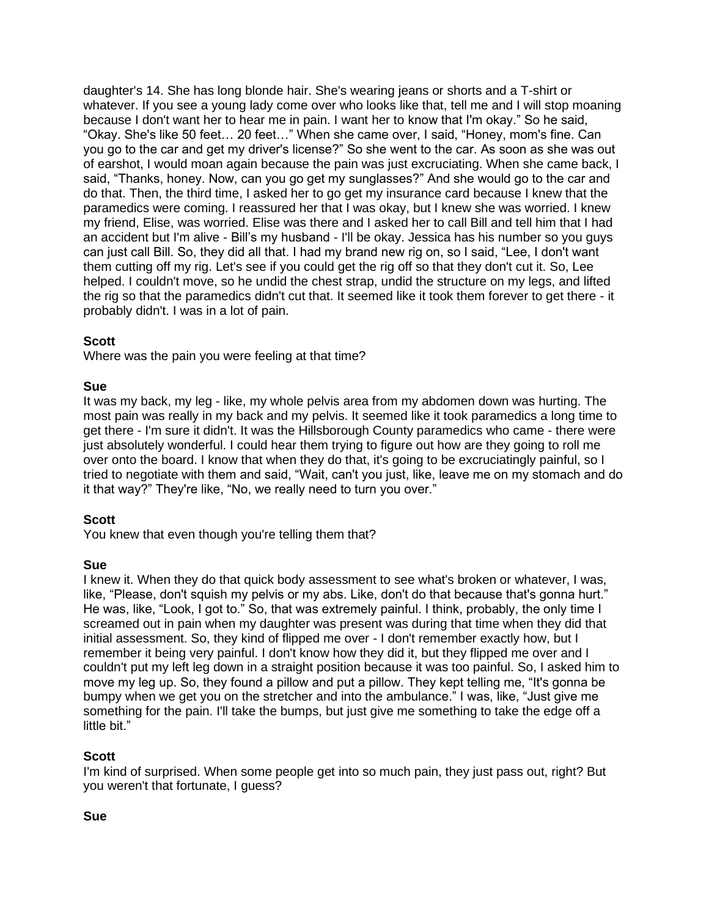daughter's 14. She has long blonde hair. She's wearing jeans or shorts and a T-shirt or whatever. If you see a young lady come over who looks like that, tell me and I will stop moaning because I don't want her to hear me in pain. I want her to know that I'm okay." So he said, "Okay. She's like 50 feet… 20 feet…" When she came over, I said, "Honey, mom's fine. Can you go to the car and get my driver's license?" So she went to the car. As soon as she was out of earshot, I would moan again because the pain was just excruciating. When she came back, I said, "Thanks, honey. Now, can you go get my sunglasses?" And she would go to the car and do that. Then, the third time, I asked her to go get my insurance card because I knew that the paramedics were coming. I reassured her that I was okay, but I knew she was worried. I knew my friend, Elise, was worried. Elise was there and I asked her to call Bill and tell him that I had an accident but I'm alive - Bill's my husband - I'll be okay. Jessica has his number so you guys can just call Bill. So, they did all that. I had my brand new rig on, so I said, "Lee, I don't want them cutting off my rig. Let's see if you could get the rig off so that they don't cut it. So, Lee helped. I couldn't move, so he undid the chest strap, undid the structure on my legs, and lifted the rig so that the paramedics didn't cut that. It seemed like it took them forever to get there - it probably didn't. I was in a lot of pain.

**Scott**
Where was the pain you were feeling at that time?

**Sue**
It was my back, my leg - like, my whole pelvis area from my abdomen down was hurting. The most pain was really in my back and my pelvis. It seemed like it took paramedics a long time to get there - I'm sure it didn't. It was the Hillsborough County paramedics who came - there were just absolutely wonderful. I could hear them trying to figure out how are they going to roll me over onto the board. I know that when they do that, it's going to be excruciatingly painful, so I tried to negotiate with them and said, "Wait, can't you just, like, leave me on my stomach and do it that way?" They're like, "No, we really need to turn you over."

**Scott**
You knew that even though you're telling them that?

**Sue**
I knew it. When they do that quick body assessment to see what's broken or whatever, I was, like, "Please, don't squish my pelvis or my abs. Like, don't do that because that's gonna hurt." He was, like, "Look, I got to." So, that was extremely painful. I think, probably, the only time I screamed out in pain when my daughter was present was during that time when they did that initial assessment. So, they kind of flipped me over - I don't remember exactly how, but I remember it being very painful. I don't know how they did it, but they flipped me over and I couldn't put my left leg down in a straight position because it was too painful. So, I asked him to move my leg up. So, they found a pillow and put a pillow. They kept telling me, "It's gonna be bumpy when we get you on the stretcher and into the ambulance." I was, like, "Just give me something for the pain. I'll take the bumps, but just give me something to take the edge off a little bit."

**Scott**
I'm kind of surprised. When some people get into so much pain, they just pass out, right? But you weren't that fortunate, I guess?

**Sue**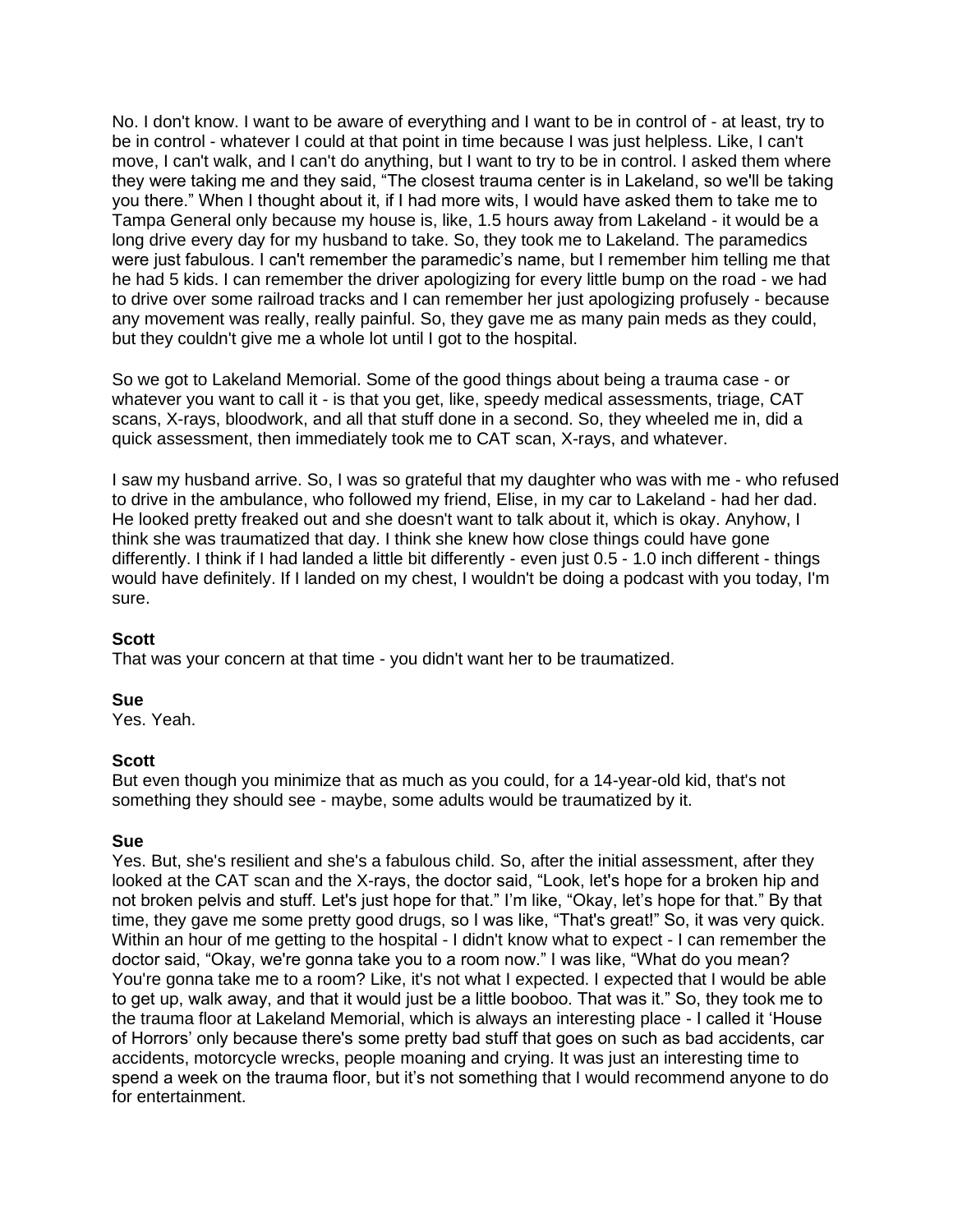No. I don't know. I want to be aware of everything and I want to be in control of - at least, try to be in control - whatever I could at that point in time because I was just helpless. Like, I can't move, I can't walk, and I can't do anything, but I want to try to be in control. I asked them where they were taking me and they said, "The closest trauma center is in Lakeland, so we'll be taking you there." When I thought about it, if I had more wits, I would have asked them to take me to Tampa General only because my house is, like, 1.5 hours away from Lakeland - it would be a long drive every day for my husband to take. So, they took me to Lakeland. The paramedics were just fabulous. I can't remember the paramedic's name, but I remember him telling me that he had 5 kids. I can remember the driver apologizing for every little bump on the road - we had to drive over some railroad tracks and I can remember her just apologizing profusely - because any movement was really, really painful. So, they gave me as many pain meds as they could, but they couldn't give me a whole lot until I got to the hospital.

So we got to Lakeland Memorial. Some of the good things about being a trauma case - or whatever you want to call it - is that you get, like, speedy medical assessments, triage, CAT scans, X-rays, bloodwork, and all that stuff done in a second. So, they wheeled me in, did a quick assessment, then immediately took me to CAT scan, X-rays, and whatever.

I saw my husband arrive. So, I was so grateful that my daughter who was with me - who refused to drive in the ambulance, who followed my friend, Elise, in my car to Lakeland - had her dad. He looked pretty freaked out and she doesn't want to talk about it, which is okay. Anyhow, I think she was traumatized that day. I think she knew how close things could have gone differently. I think if I had landed a little bit differently - even just 0.5 - 1.0 inch different - things would have definitely. If I landed on my chest, I wouldn't be doing a podcast with you today, I'm sure.

**Scott**
That was your concern at that time - you didn't want her to be traumatized.

**Sue**
Yes. Yeah.

**Scott**
But even though you minimize that as much as you could, for a 14-year-old kid, that's not something they should see - maybe, some adults would be traumatized by it.

**Sue**
Yes. But, she's resilient and she's a fabulous child. So, after the initial assessment, after they looked at the CAT scan and the X-rays, the doctor said, "Look, let's hope for a broken hip and not broken pelvis and stuff. Let's just hope for that." I'm like, "Okay, let's hope for that." By that time, they gave me some pretty good drugs, so I was like, "That's great!" So, it was very quick. Within an hour of me getting to the hospital - I didn't know what to expect - I can remember the doctor said, "Okay, we're gonna take you to a room now." I was like, "What do you mean? You're gonna take me to a room? Like, it's not what I expected. I expected that I would be able to get up, walk away, and that it would just be a little booboo. That was it." So, they took me to the trauma floor at Lakeland Memorial, which is always an interesting place - I called it 'House of Horrors' only because there's some pretty bad stuff that goes on such as bad accidents, car accidents, motorcycle wrecks, people moaning and crying. It was just an interesting time to spend a week on the trauma floor, but it's not something that I would recommend anyone to do for entertainment.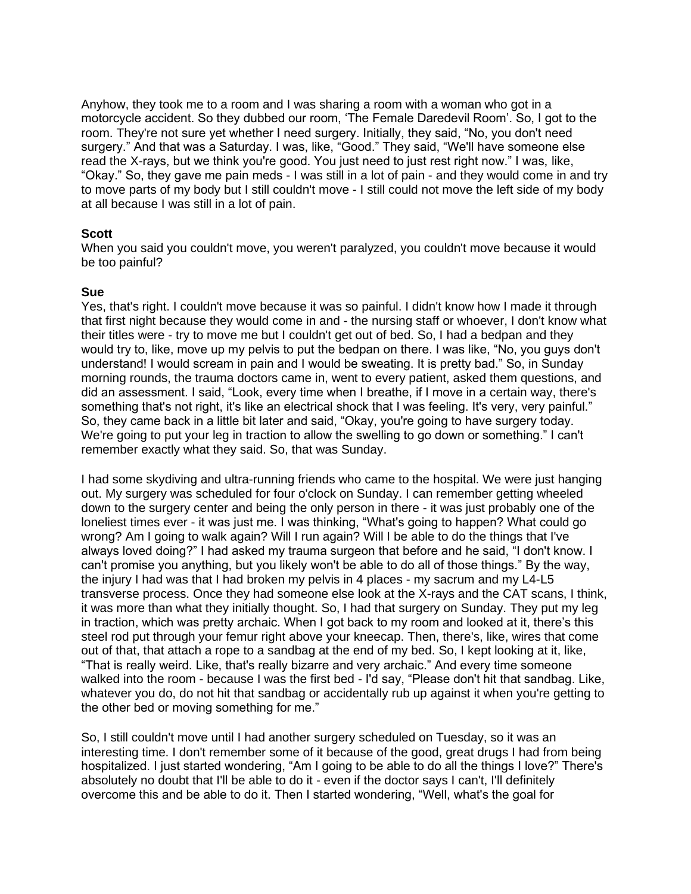Anyhow, they took me to a room and I was sharing a room with a woman who got in a motorcycle accident. So they dubbed our room, 'The Female Daredevil Room'. So, I got to the room. They're not sure yet whether I need surgery. Initially, they said, "No, you don't need surgery." And that was a Saturday. I was, like, "Good." They said, "We'll have someone else read the X-rays, but we think you're good. You just need to just rest right now." I was, like, "Okay." So, they gave me pain meds - I was still in a lot of pain - and they would come in and try to move parts of my body but I still couldn't move - I still could not move the left side of my body at all because I was still in a lot of pain.

**Scott**
When you said you couldn't move, you weren't paralyzed, you couldn't move because it would be too painful?

**Sue**
Yes, that's right. I couldn't move because it was so painful. I didn't know how I made it through that first night because they would come in and - the nursing staff or whoever, I don't know what their titles were - try to move me but I couldn't get out of bed. So, I had a bedpan and they would try to, like, move up my pelvis to put the bedpan on there. I was like, "No, you guys don't understand! I would scream in pain and I would be sweating. It is pretty bad." So, in Sunday morning rounds, the trauma doctors came in, went to every patient, asked them questions, and did an assessment. I said, "Look, every time when I breathe, if I move in a certain way, there's something that's not right, it's like an electrical shock that I was feeling. It's very, very painful." So, they came back in a little bit later and said, "Okay, you're going to have surgery today. We're going to put your leg in traction to allow the swelling to go down or something." I can't remember exactly what they said. So, that was Sunday.

I had some skydiving and ultra-running friends who came to the hospital. We were just hanging out. My surgery was scheduled for four o'clock on Sunday. I can remember getting wheeled down to the surgery center and being the only person in there - it was just probably one of the loneliest times ever - it was just me. I was thinking, "What's going to happen? What could go wrong? Am I going to walk again? Will I run again? Will I be able to do the things that I've always loved doing?" I had asked my trauma surgeon that before and he said, "I don't know. I can't promise you anything, but you likely won't be able to do all of those things." By the way, the injury I had was that I had broken my pelvis in 4 places - my sacrum and my L4-L5 transverse process. Once they had someone else look at the X-rays and the CAT scans, I think, it was more than what they initially thought. So, I had that surgery on Sunday. They put my leg in traction, which was pretty archaic. When I got back to my room and looked at it, there's this steel rod put through your femur right above your kneecap. Then, there's, like, wires that come out of that, that attach a rope to a sandbag at the end of my bed. So, I kept looking at it, like, "That is really weird. Like, that's really bizarre and very archaic." And every time someone walked into the room - because I was the first bed - I'd say, "Please don't hit that sandbag. Like, whatever you do, do not hit that sandbag or accidentally rub up against it when you're getting to the other bed or moving something for me."

So, I still couldn't move until I had another surgery scheduled on Tuesday, so it was an interesting time. I don't remember some of it because of the good, great drugs I had from being hospitalized. I just started wondering, "Am I going to be able to do all the things I love?" There's absolutely no doubt that I'll be able to do it - even if the doctor says I can't, I'll definitely overcome this and be able to do it. Then I started wondering, "Well, what's the goal for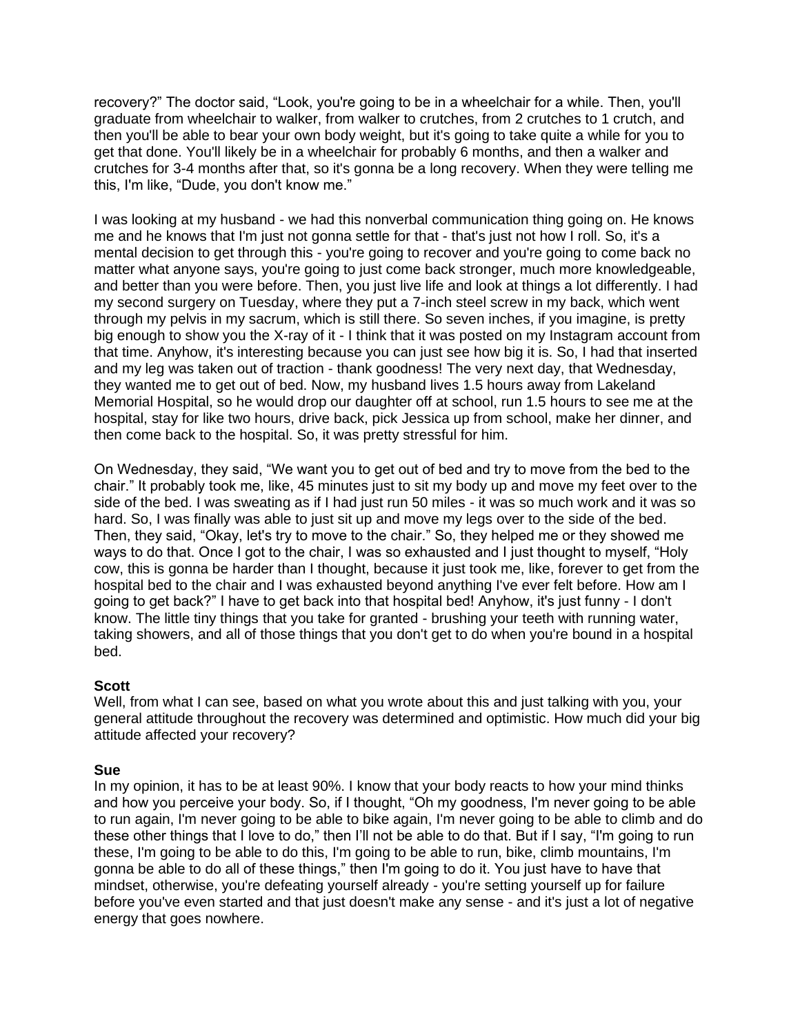recovery?" The doctor said, "Look, you're going to be in a wheelchair for a while. Then, you'll graduate from wheelchair to walker, from walker to crutches, from 2 crutches to 1 crutch, and then you'll be able to bear your own body weight, but it's going to take quite a while for you to get that done. You'll likely be in a wheelchair for probably 6 months, and then a walker and crutches for 3-4 months after that, so it's gonna be a long recovery. When they were telling me this, I'm like, "Dude, you don't know me."

I was looking at my husband - we had this nonverbal communication thing going on. He knows me and he knows that I'm just not gonna settle for that - that's just not how I roll. So, it's a mental decision to get through this - you're going to recover and you're going to come back no matter what anyone says, you're going to just come back stronger, much more knowledgeable, and better than you were before. Then, you just live life and look at things a lot differently. I had my second surgery on Tuesday, where they put a 7-inch steel screw in my back, which went through my pelvis in my sacrum, which is still there. So seven inches, if you imagine, is pretty big enough to show you the X-ray of it - I think that it was posted on my Instagram account from that time. Anyhow, it's interesting because you can just see how big it is. So, I had that inserted and my leg was taken out of traction - thank goodness! The very next day, that Wednesday, they wanted me to get out of bed. Now, my husband lives 1.5 hours away from Lakeland Memorial Hospital, so he would drop our daughter off at school, run 1.5 hours to see me at the hospital, stay for like two hours, drive back, pick Jessica up from school, make her dinner, and then come back to the hospital. So, it was pretty stressful for him.

On Wednesday, they said, "We want you to get out of bed and try to move from the bed to the chair." It probably took me, like, 45 minutes just to sit my body up and move my feet over to the side of the bed. I was sweating as if I had just run 50 miles - it was so much work and it was so hard. So, I was finally was able to just sit up and move my legs over to the side of the bed. Then, they said, "Okay, let's try to move to the chair." So, they helped me or they showed me ways to do that. Once I got to the chair, I was so exhausted and I just thought to myself, "Holy cow, this is gonna be harder than I thought, because it just took me, like, forever to get from the hospital bed to the chair and I was exhausted beyond anything I've ever felt before. How am I going to get back?" I have to get back into that hospital bed! Anyhow, it's just funny - I don't know. The little tiny things that you take for granted - brushing your teeth with running water, taking showers, and all of those things that you don't get to do when you're bound in a hospital bed.

**Scott**
Well, from what I can see, based on what you wrote about this and just talking with you, your general attitude throughout the recovery was determined and optimistic. How much did your big attitude affected your recovery?

**Sue**
In my opinion, it has to be at least 90%. I know that your body reacts to how your mind thinks and how you perceive your body. So, if I thought, "Oh my goodness, I'm never going to be able to run again, I'm never going to be able to bike again, I'm never going to be able to climb and do these other things that I love to do," then I'll not be able to do that. But if I say, "I'm going to run these, I'm going to be able to do this, I'm going to be able to run, bike, climb mountains, I'm gonna be able to do all of these things," then I'm going to do it. You just have to have that mindset, otherwise, you're defeating yourself already - you're setting yourself up for failure before you've even started and that just doesn't make any sense - and it's just a lot of negative energy that goes nowhere.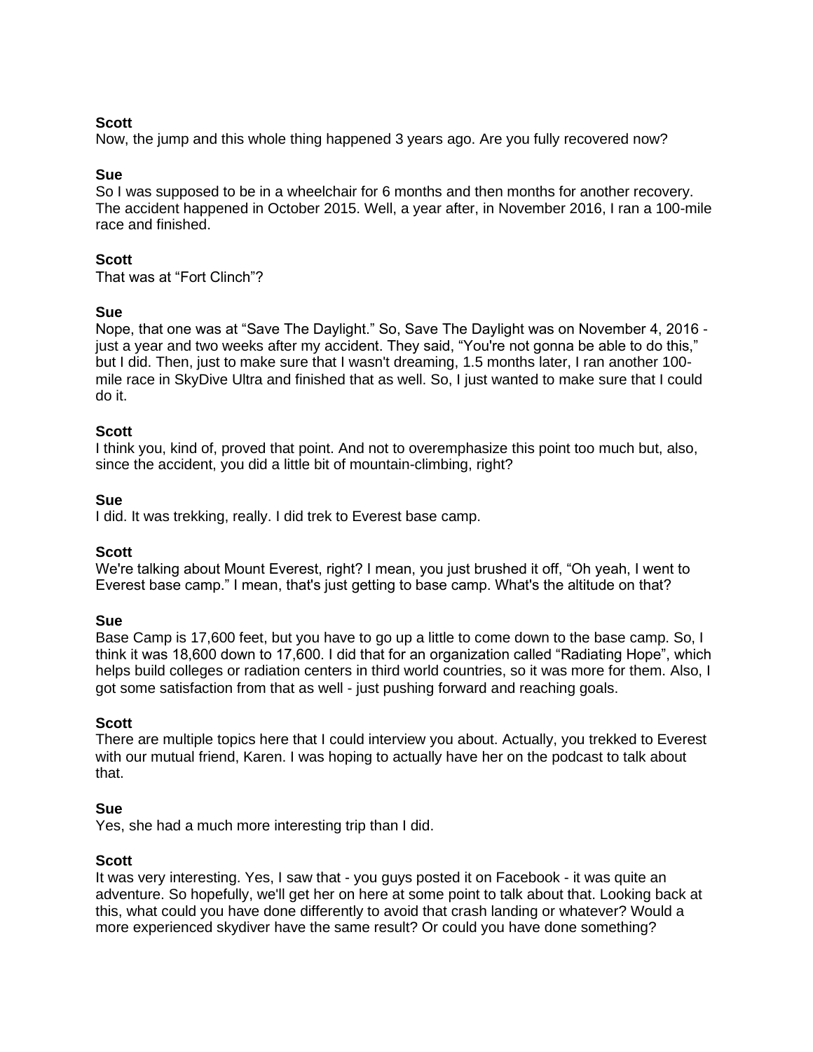**Scott**
Now, the jump and this whole thing happened 3 years ago. Are you fully recovered now?

**Sue**
So I was supposed to be in a wheelchair for 6 months and then months for another recovery. The accident happened in October 2015. Well, a year after, in November 2016, I ran a 100-mile race and finished.

**Scott**
That was at "Fort Clinch"?

**Sue**
Nope, that one was at "Save The Daylight." So, Save The Daylight was on November 4, 2016 - just a year and two weeks after my accident. They said, "You're not gonna be able to do this," but I did. Then, just to make sure that I wasn't dreaming, 1.5 months later, I ran another 100-mile race in SkyDive Ultra and finished that as well. So, I just wanted to make sure that I could do it.

**Scott**
I think you, kind of, proved that point. And not to overemphasize this point too much but, also, since the accident, you did a little bit of mountain-climbing, right?

**Sue**
I did. It was trekking, really. I did trek to Everest base camp.

**Scott**
We're talking about Mount Everest, right? I mean, you just brushed it off, "Oh yeah, I went to Everest base camp." I mean, that's just getting to base camp. What's the altitude on that?

**Sue**
Base Camp is 17,600 feet, but you have to go up a little to come down to the base camp. So, I think it was 18,600 down to 17,600. I did that for an organization called "Radiating Hope", which helps build colleges or radiation centers in third world countries, so it was more for them. Also, I got some satisfaction from that as well - just pushing forward and reaching goals.

**Scott**
There are multiple topics here that I could interview you about. Actually, you trekked to Everest with our mutual friend, Karen. I was hoping to actually have her on the podcast to talk about that.

**Sue**
Yes, she had a much more interesting trip than I did.

**Scott**
It was very interesting. Yes, I saw that - you guys posted it on Facebook - it was quite an adventure. So hopefully, we'll get her on here at some point to talk about that. Looking back at this, what could you have done differently to avoid that crash landing or whatever? Would a more experienced skydiver have the same result? Or could you have done something?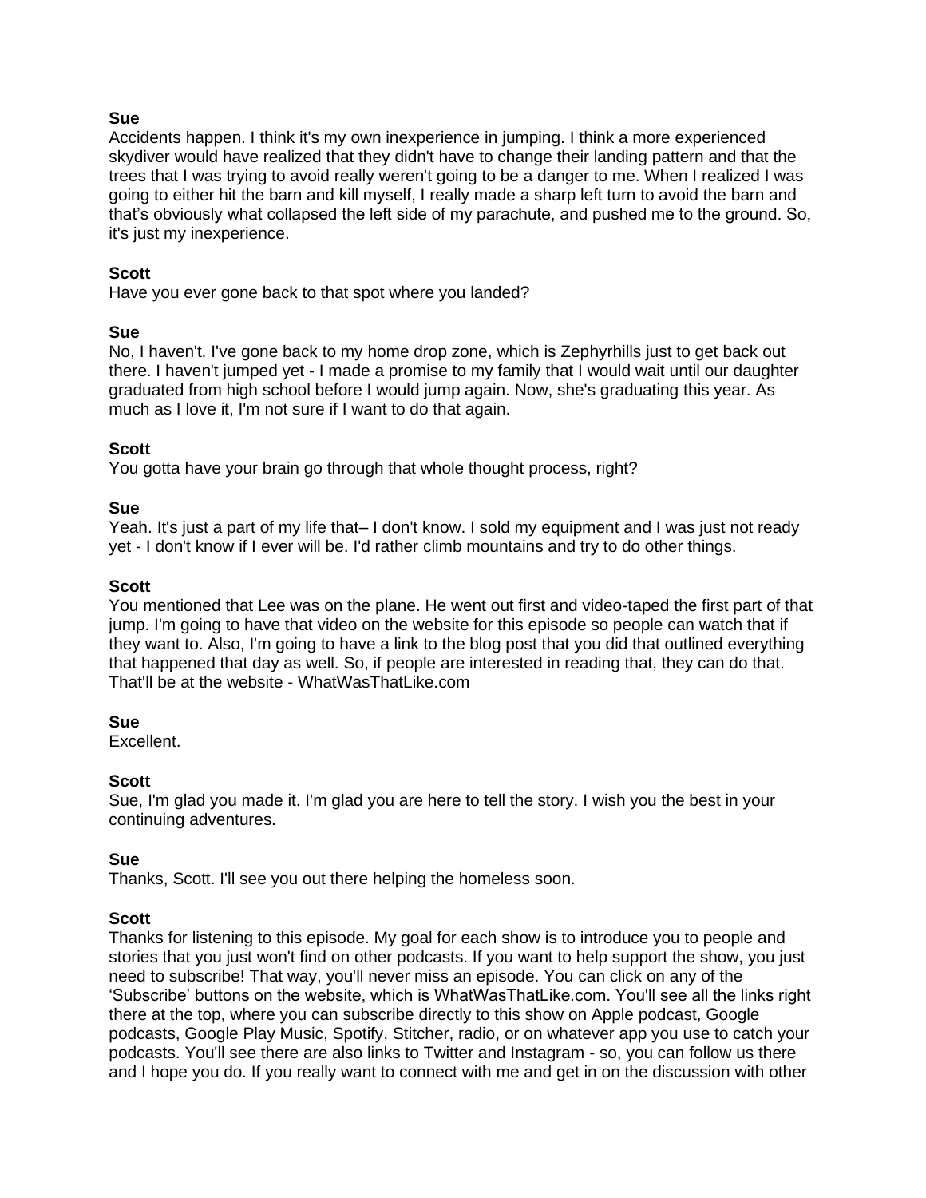**Sue**
Accidents happen. I think it's my own inexperience in jumping. I think a more experienced skydiver would have realized that they didn't have to change their landing pattern and that the trees that I was trying to avoid really weren't going to be a danger to me. When I realized I was going to either hit the barn and kill myself, I really made a sharp left turn to avoid the barn and that's obviously what collapsed the left side of my parachute, and pushed me to the ground. So, it's just my inexperience.

**Scott**
Have you ever gone back to that spot where you landed?

**Sue**
No, I haven't. I've gone back to my home drop zone, which is Zephyrhills just to get back out there. I haven't jumped yet - I made a promise to my family that I would wait until our daughter graduated from high school before I would jump again. Now, she's graduating this year. As much as I love it, I'm not sure if I want to do that again.

**Scott**
You gotta have your brain go through that whole thought process, right?

**Sue**
Yeah. It's just a part of my life that– I don't know. I sold my equipment and I was just not ready yet - I don't know if I ever will be. I'd rather climb mountains and try to do other things.

**Scott**
You mentioned that Lee was on the plane. He went out first and video-taped the first part of that jump. I'm going to have that video on the website for this episode so people can watch that if they want to. Also, I'm going to have a link to the blog post that you did that outlined everything that happened that day as well. So, if people are interested in reading that, they can do that. That'll be at the website - WhatWasThatLike.com

**Sue**
Excellent.

**Scott**
Sue, I'm glad you made it. I'm glad you are here to tell the story. I wish you the best in your continuing adventures.

**Sue**
Thanks, Scott. I'll see you out there helping the homeless soon.

**Scott**
Thanks for listening to this episode. My goal for each show is to introduce you to people and stories that you just won't find on other podcasts. If you want to help support the show, you just need to subscribe! That way, you'll never miss an episode. You can click on any of the 'Subscribe' buttons on the website, which is WhatWasThatLike.com. You'll see all the links right there at the top, where you can subscribe directly to this show on Apple podcast, Google podcasts, Google Play Music, Spotify, Stitcher, radio, or on whatever app you use to catch your podcasts. You'll see there are also links to Twitter and Instagram - so, you can follow us there and I hope you do. If you really want to connect with me and get in on the discussion with other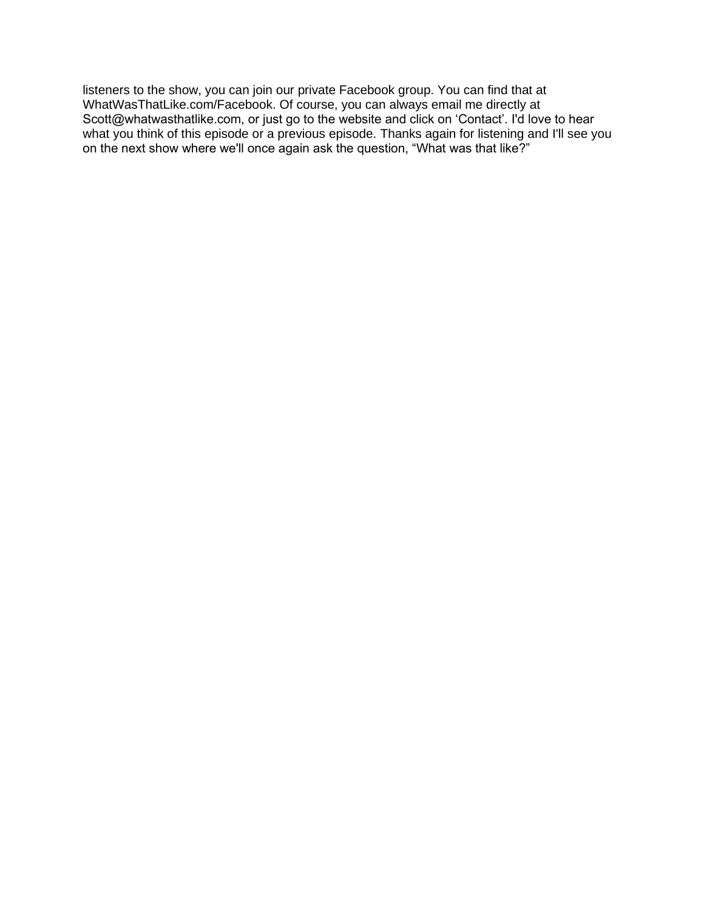listeners to the show, you can join our private Facebook group. You can find that at WhatWasThatLike.com/Facebook. Of course, you can always email me directly at Scott@whatwasthatlike.com, or just go to the website and click on ‘Contact’. I'd love to hear what you think of this episode or a previous episode. Thanks again for listening and I'll see you on the next show where we'll once again ask the question, “What was that like?”